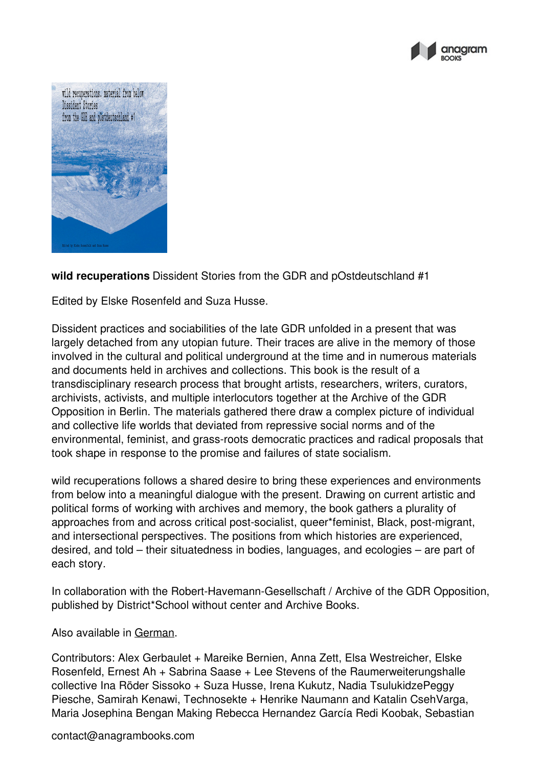**wild recuperations** Dissident Stories from the GDR and pOstdeutschland #1

Edited by Elske Rosenfeld and Suza Husse.

Dissident practices and sociabilities of the late GDR unfolded in a present that was largely detached from any utopian future. Their traces are alive in the memory of those involved in the cultural and political underground at the time and in numerous materials and documents held in archives and collections. This book is the result of a transdisciplinary research process that brought artists, researchers, writers, curators, archivists, activists, and multiple interlocutors together at the Archive of the GDR Opposition in Berlin. The materials gathered there draw a complex picture of individual and collective life worlds that deviated from repressive social norms and of the environmental, feminist, and grass-roots democratic practices and radical proposals that took shape in response to the promise and failures of state socialism.

wild recuperations follows a shared desire to bring these experiences and environments from below into a meaningful dialogue with the present. Drawing on current artistic and political forms of working with archives and memory, the book gathers a plurality of approaches from and across critical post-socialist, queer*feminist, Black, post-migrant, and intersectional perspectives. The positions from which histories are experienced, desired, and told – their situatedness in bodies, languages, and ecologies – are part of each story.

In collaboration with the Robert-Havemann-Gesellschaft / Archive of the GDR Opposition, published by District*School without center and Archive Books.

Also available in German.

Contributors: Alex Gerbaulet + Mareike Bernien, Anna Zett, Elsa Westreicher, Elske Rosenfeld, Ernest Ah + Sabrina Saase + Lee Stevens of the Raumerweiterungshalle collective Ina Röder Sissoko + Suza Husse, Irena Kukutz, Nadia TsulukidzePeggy Piesche, Samirah Kenawi, Technosekte + Henrike Naumann and Katalin CsehVarga, Maria Josephina Bengan Making Rebecca Hernandez García Redi Koobak, Sebastian

contact@anagrambooks.com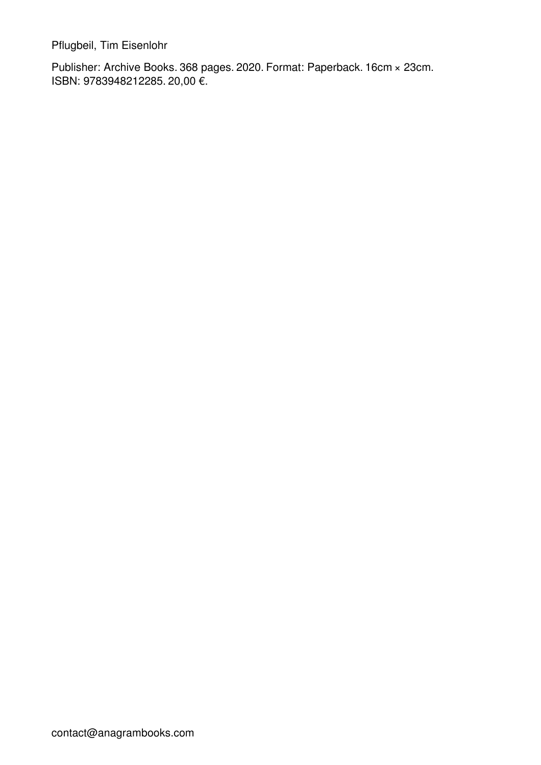Pflugbeil, Tim Eisenlohr

Publisher: Archive Books. 368 pages. 2020. Format: Paperback. 16cm × 23cm.
ISBN: 9783948212285. 20,00 €.

contact@anagrambooks.com